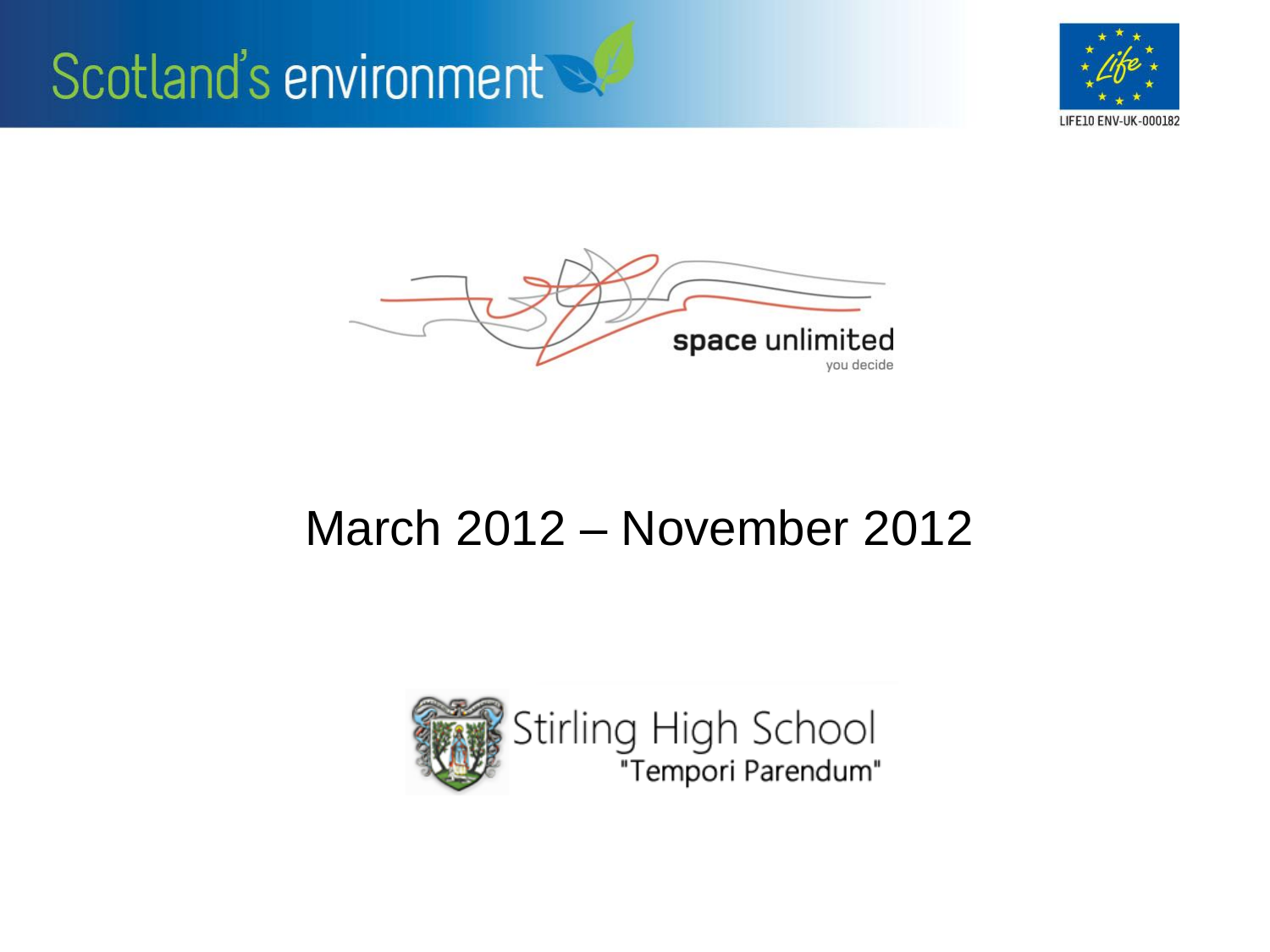Scotland's environment

LIFE10 ENV-UK-000182

**space unlimited**
you decide

March 2012 – November 2012

Stirling High School
"Tempori Parendum"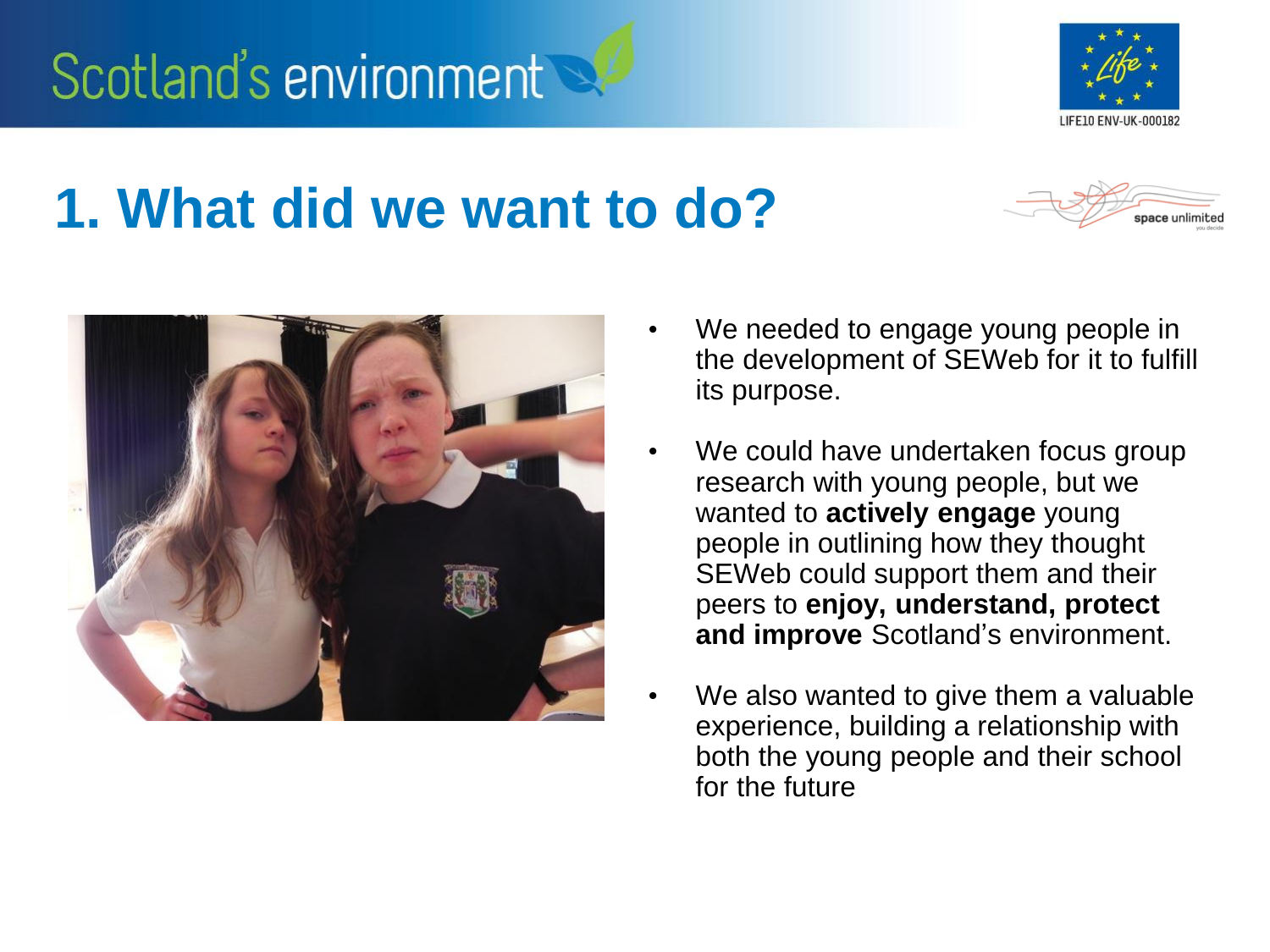# 1. What did we want to do?

- We needed to engage young people in the development of SEWeb for it to fulfill its purpose.
- We could have undertaken focus group research with young people, but we wanted to **actively engage** young people in outlining how they thought SEWeb could support them and their peers to **enjoy, understand, protect and improve** Scotland's environment.
- We also wanted to give them a valuable experience, building a relationship with both the young people and their school for the future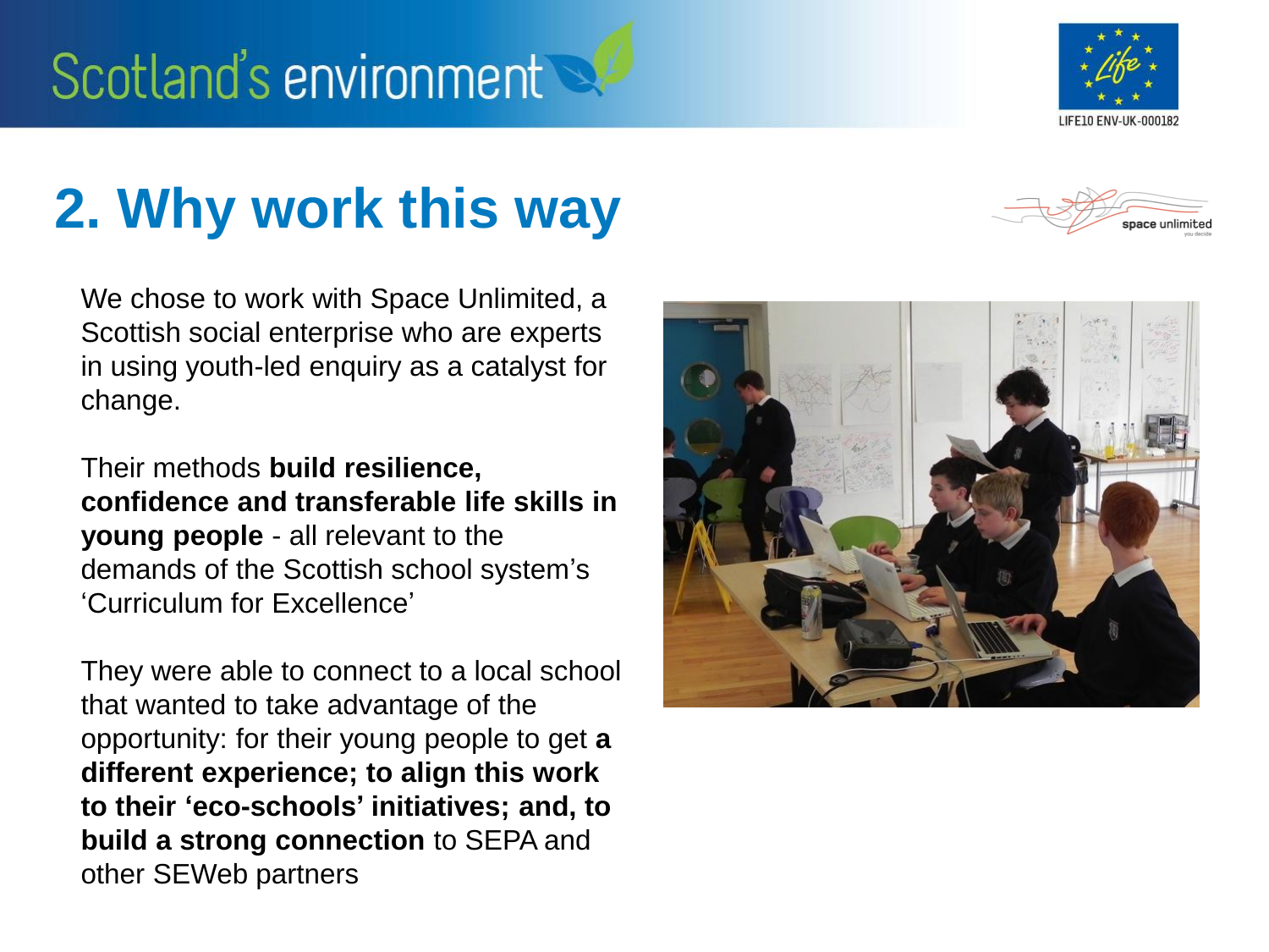## 2. Why work this way

We chose to work with Space Unlimited, a Scottish social enterprise who are experts in using youth-led enquiry as a catalyst for change.

Their methods **build resilience, confidence and transferable life skills in young people** - all relevant to the demands of the Scottish school system's 'Curriculum for Excellence'

They were able to connect to a local school that wanted to take advantage of the opportunity: for their young people to get **a different experience; to align this work to their 'eco-schools' initiatives; and, to build a strong connection** to SEPA and other SEWeb partners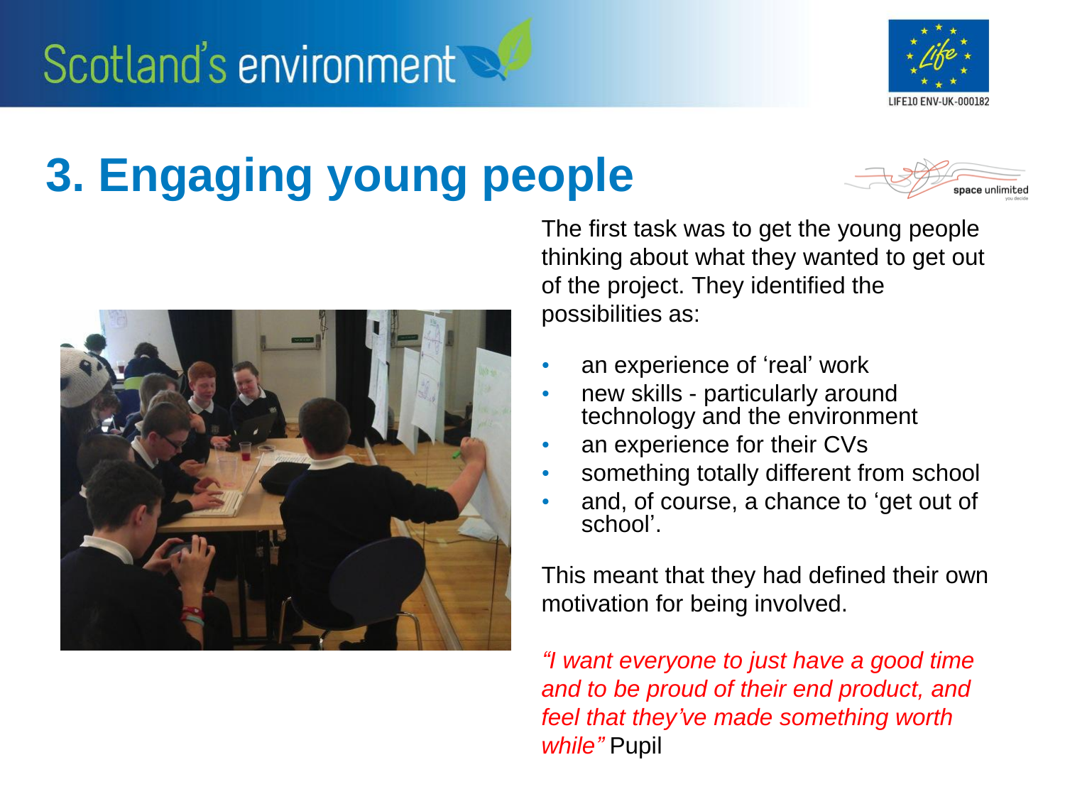# 3. Engaging young people

The first task was to get the young people thinking about what they wanted to get out of the project. They identified the possibilities as:

- an experience of 'real' work
- new skills - particularly around technology and the environment
- an experience for their CVs
- something totally different from school
- and, of course, a chance to 'get out of school'.

This meant that they had defined their own motivation for being involved.

*"I want everyone to just have a good time and to be proud of their end product, and feel that they've made something worth while"* Pupil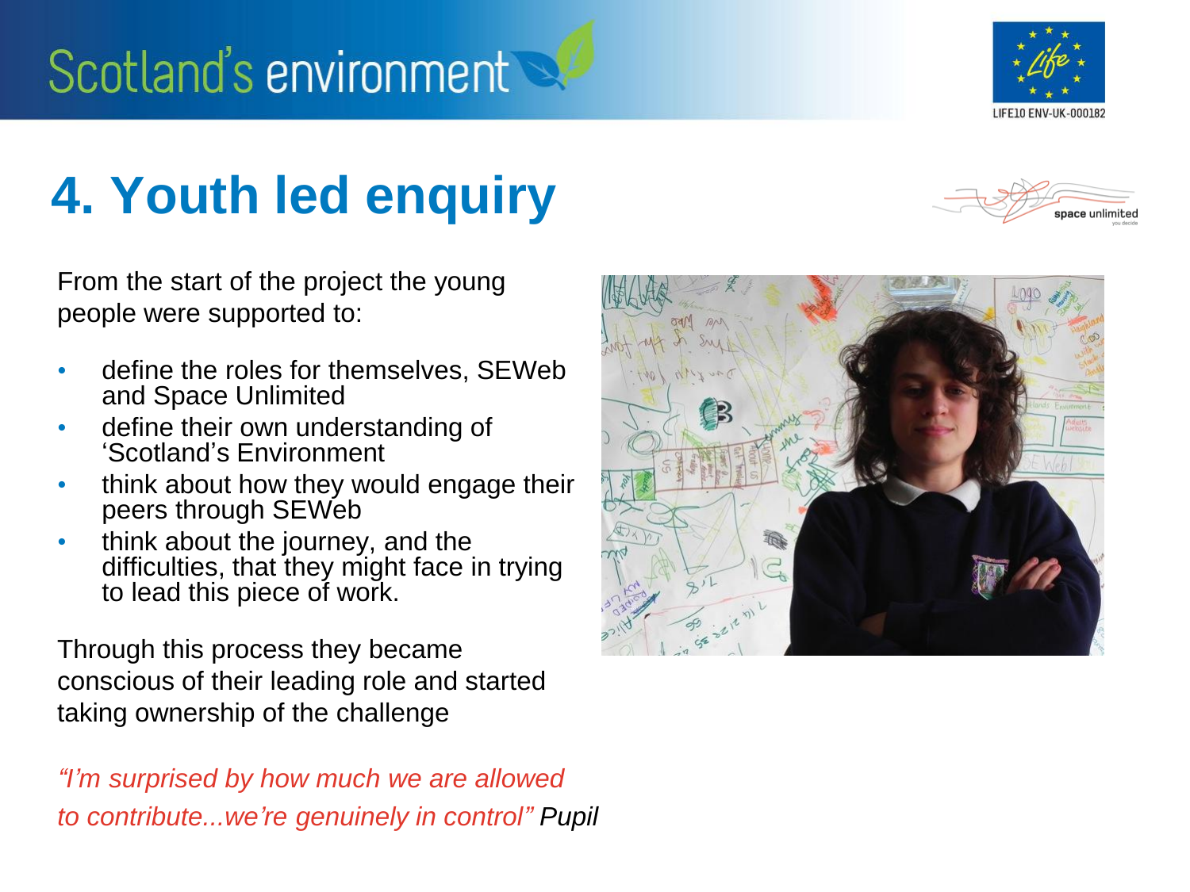# 4. Youth led enquiry

From the start of the project the young people were supported to:

- define the roles for themselves, SEWeb and Space Unlimited
- define their own understanding of 'Scotland's Environment
- think about how they would engage their peers through SEWeb
- think about the journey, and the difficulties, that they might face in trying to lead this piece of work.

Through this process they became conscious of their leading role and started taking ownership of the challenge

*"I'm surprised by how much we are allowed to contribute...we're genuinely in control" Pupil*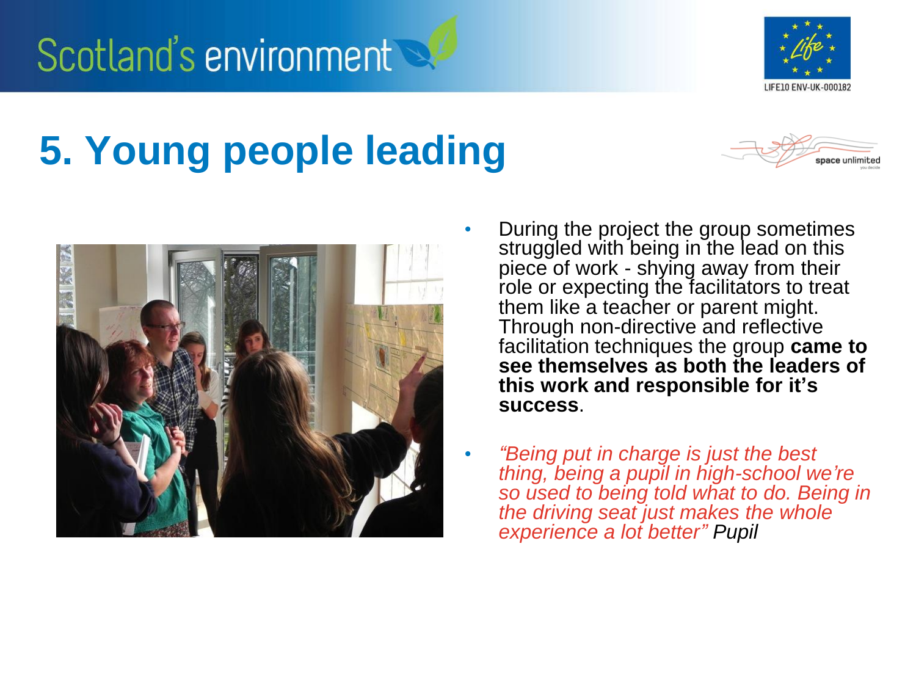# 5. Young people leading

- During the project the group sometimes struggled with being in the lead on this piece of work - shying away from their role or expecting the facilitators to treat them like a teacher or parent might. Through non-directive and reflective facilitation techniques the group **came to see themselves as both the leaders of this work and responsible for it's success**.
- *"Being put in charge is just the best thing, being a pupil in high-school we're so used to being told what to do. Being in the driving seat just makes the whole experience a lot better" Pupil*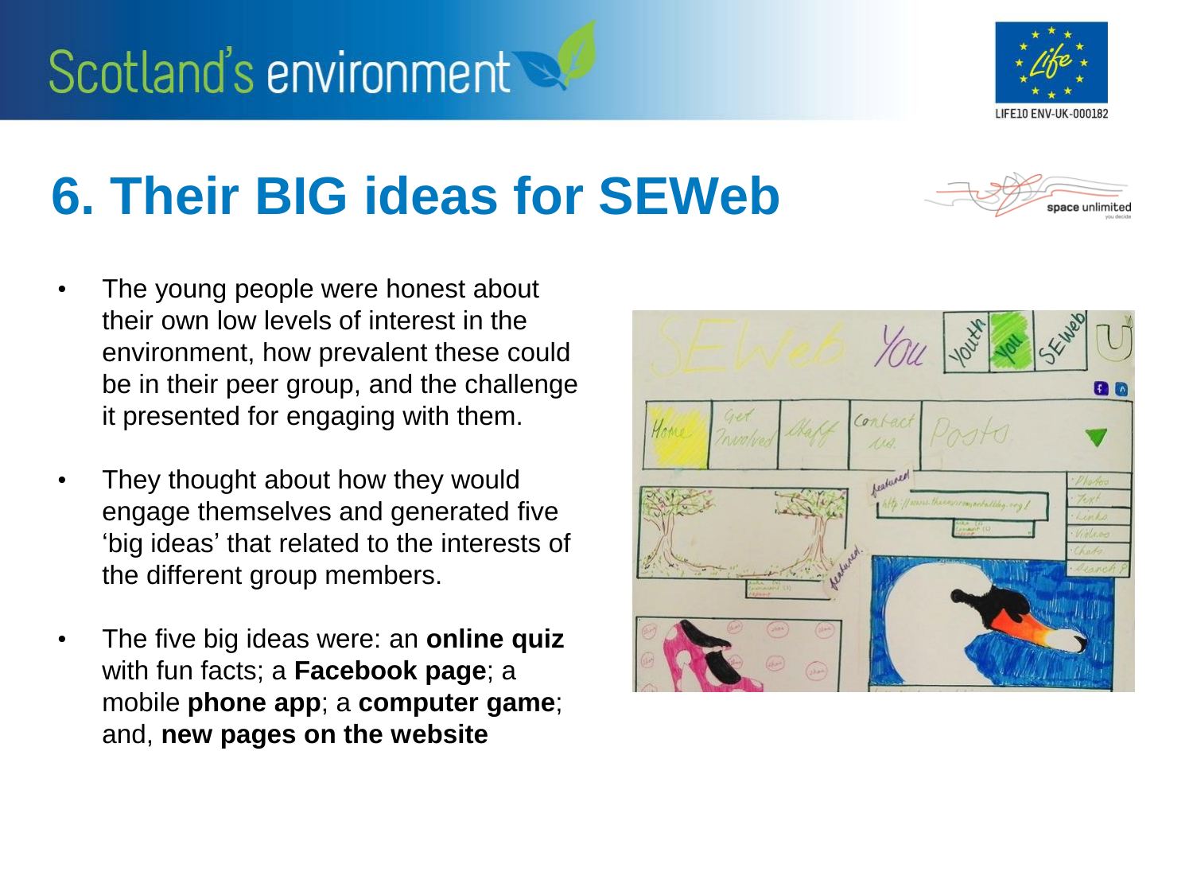# 6. Their BIG ideas for SEWeb

- The young people were honest about their own low levels of interest in the environment, how prevalent these could be in their peer group, and the challenge it presented for engaging with them.
- They thought about how they would engage themselves and generated five 'big ideas' that related to the interests of the different group members.
- The five big ideas were: an **online quiz** with fun facts; a **Facebook page**; a mobile **phone app**; a **computer game**; and, **new pages on the website**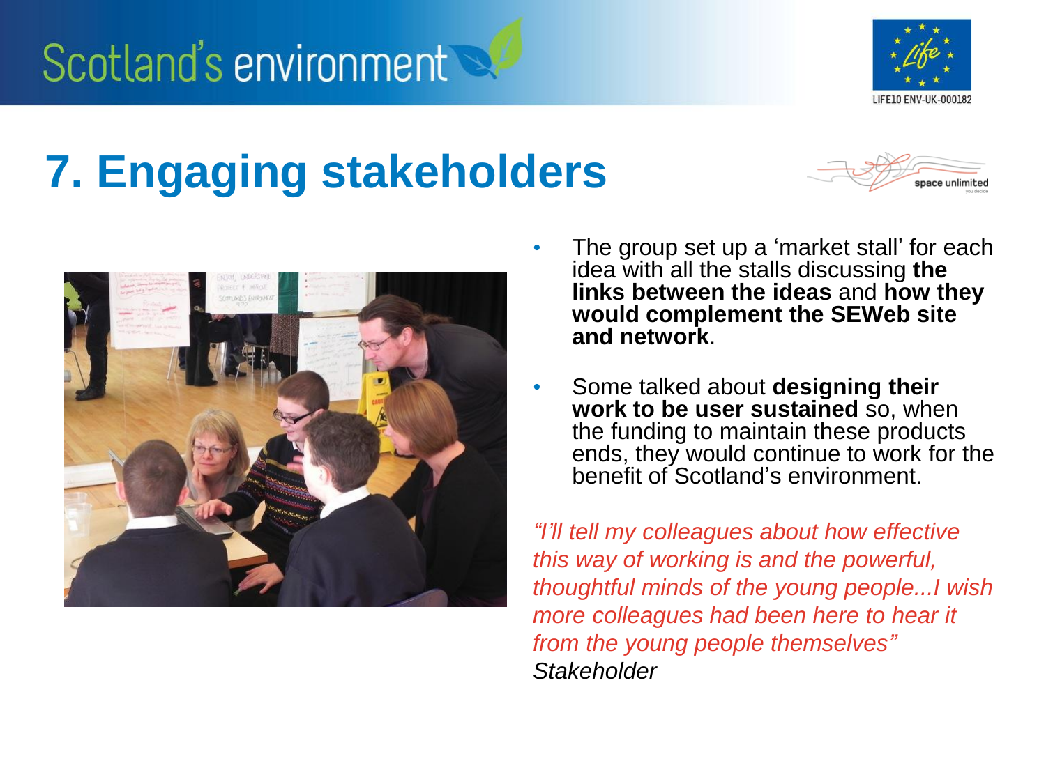# 7. Engaging stakeholders

- The group set up a 'market stall' for each idea with all the stalls discussing **the links between the ideas** and **how they would complement the SEWeb site and network**.
- Some talked about **designing their work to be user sustained** so, when the funding to maintain these products ends, they would continue to work for the benefit of Scotland's environment.

*"I'll tell my colleagues about how effective this way of working is and the powerful, thoughtful minds of the young people...I wish more colleagues had been here to hear it from the young people themselves"*
*Stakeholder*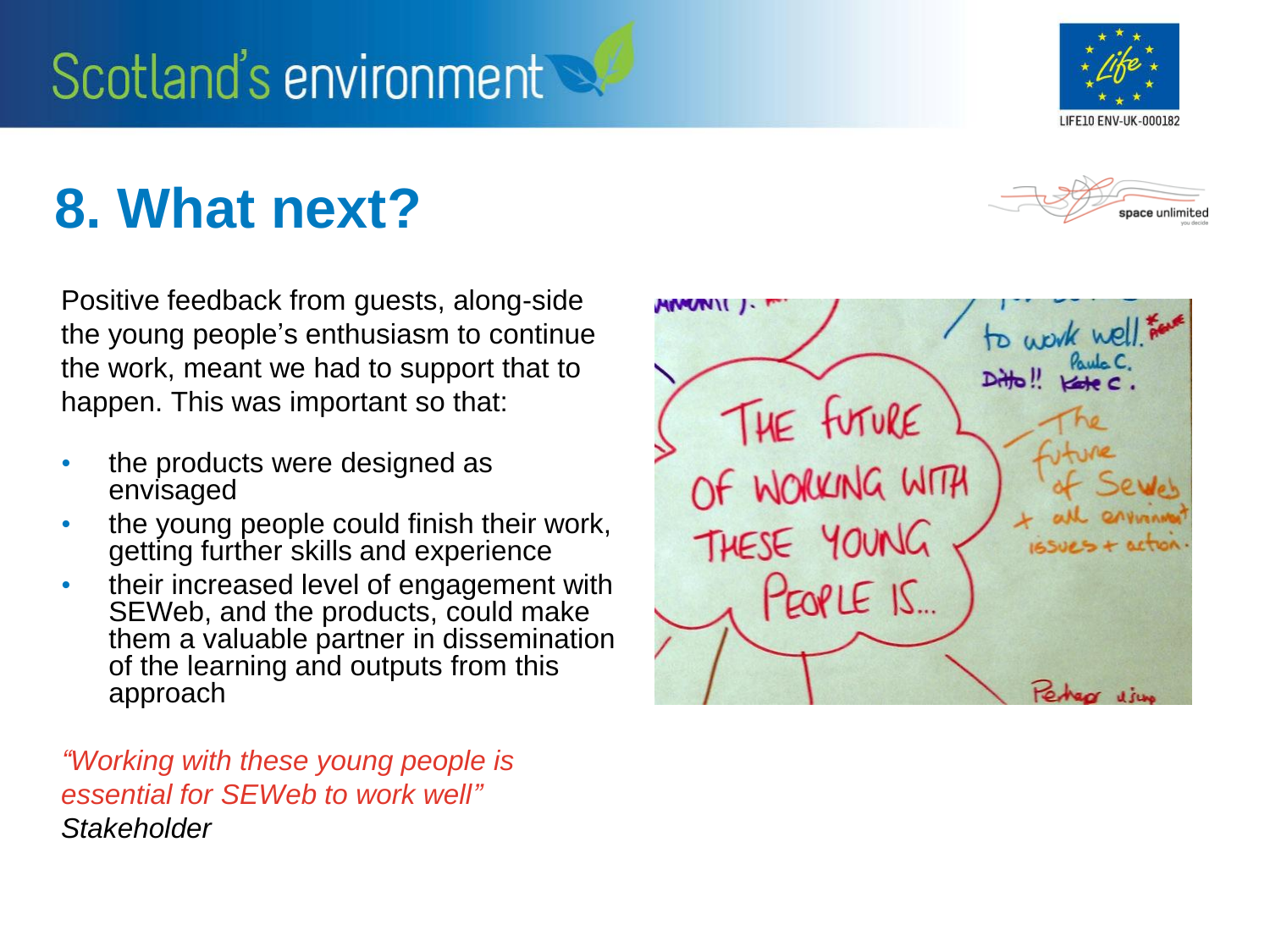# 8. What next?

Positive feedback from guests, along-side the young people's enthusiasm to continue the work, meant we had to support that to happen. This was important so that:

- the products were designed as envisaged
- the young people could finish their work, getting further skills and experience
- their increased level of engagement with SEWeb, and the products, could make them a valuable partner in dissemination of the learning and outputs from this approach

*"Working with these young people is essential for SEWeb to work well"*
*Stakeholder*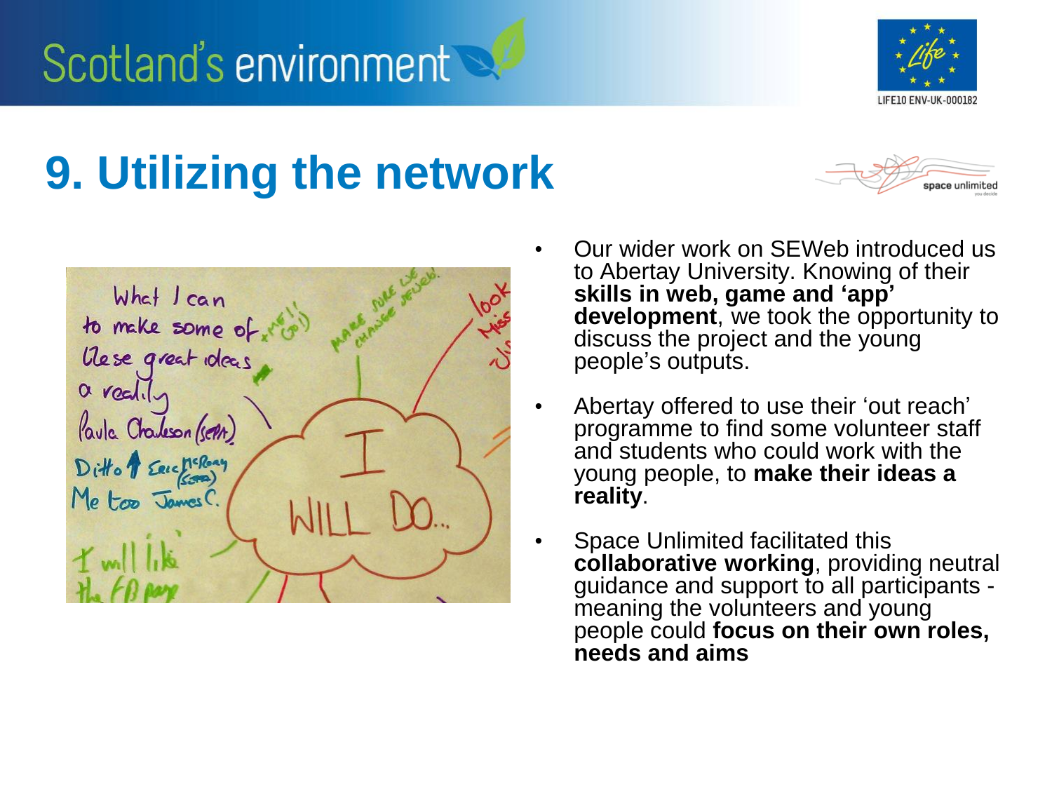# 9. Utilizing the network

- Our wider work on SEWeb introduced us to Abertay University. Knowing of their **skills in web, game and 'app' development**, we took the opportunity to discuss the project and the young people's outputs.
- Abertay offered to use their 'out reach' programme to find some volunteer staff and students who could work with the young people, to **make their ideas a reality**.
- Space Unlimited facilitated this **collaborative working**, providing neutral guidance and support to all participants - meaning the volunteers and young people could **focus on their own roles, needs and aims**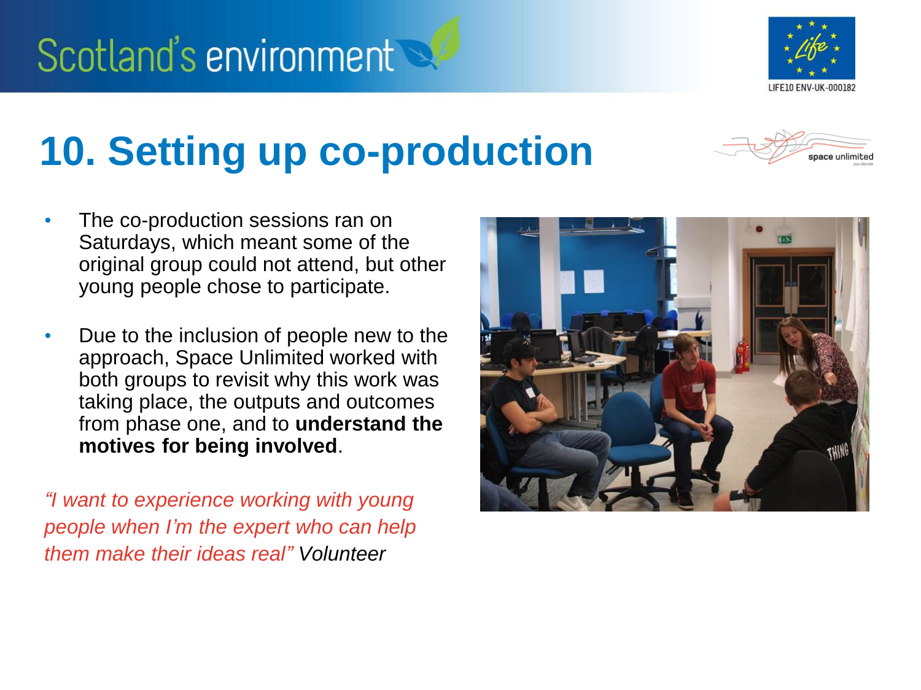# 10. Setting up co-production

- The co-production sessions ran on Saturdays, which meant some of the original group could not attend, but other young people chose to participate.
- Due to the inclusion of people new to the approach, Space Unlimited worked with both groups to revisit why this work was taking place, the outputs and outcomes from phase one, and to **understand the motives for being involved**.

*"I want to experience working with young people when I'm the expert who can help them make their ideas real"* Volunteer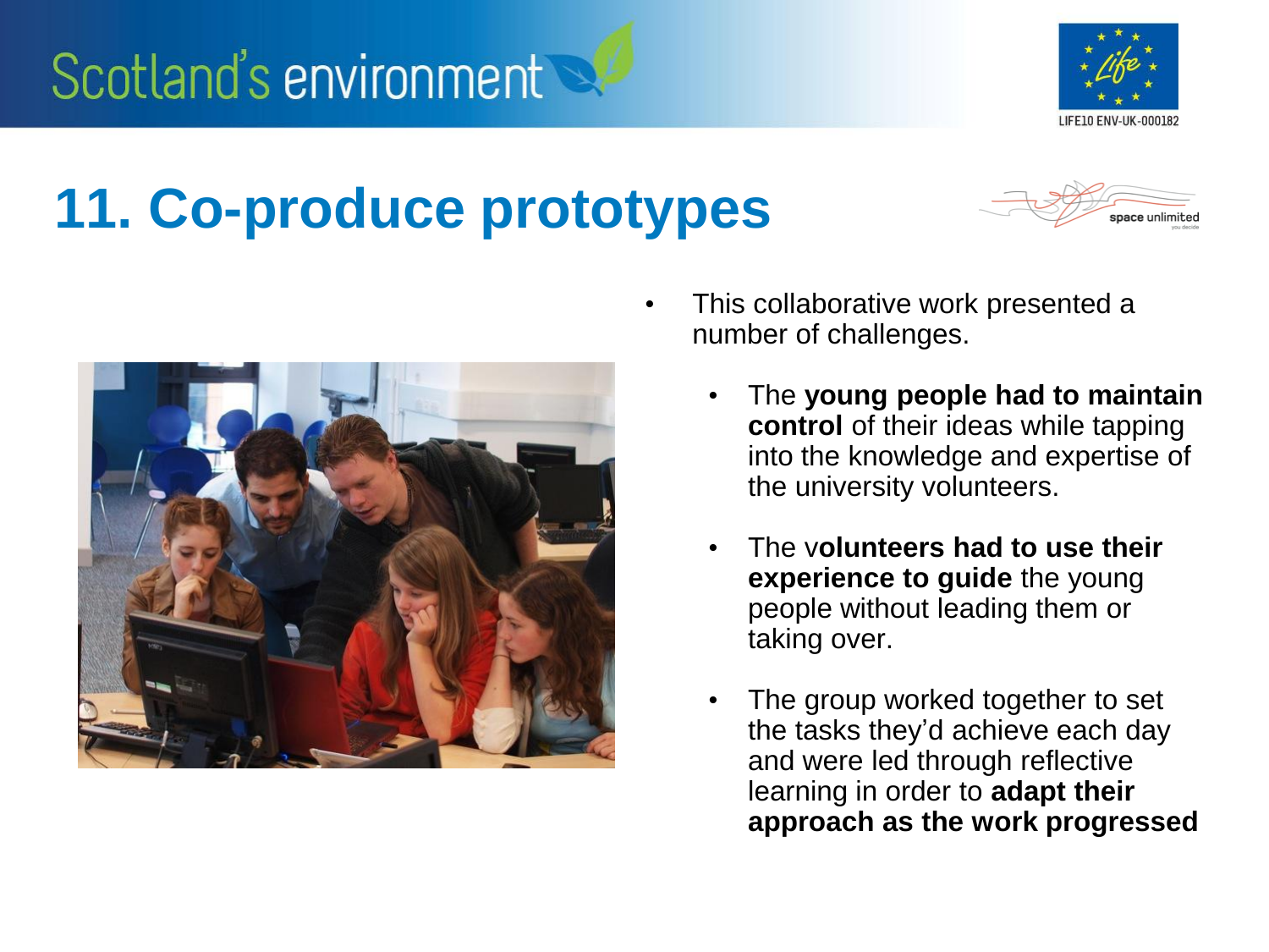# 11. Co-produce prototypes

- This collaborative work presented a number of challenges.
  - The **young people had to maintain control** of their ideas while tapping into the knowledge and expertise of the university volunteers.
  - The v**olunteers had to use their experience to guide** the young people without leading them or taking over.
  - The group worked together to set the tasks they'd achieve each day and were led through reflective learning in order to **adapt their approach as the work progressed**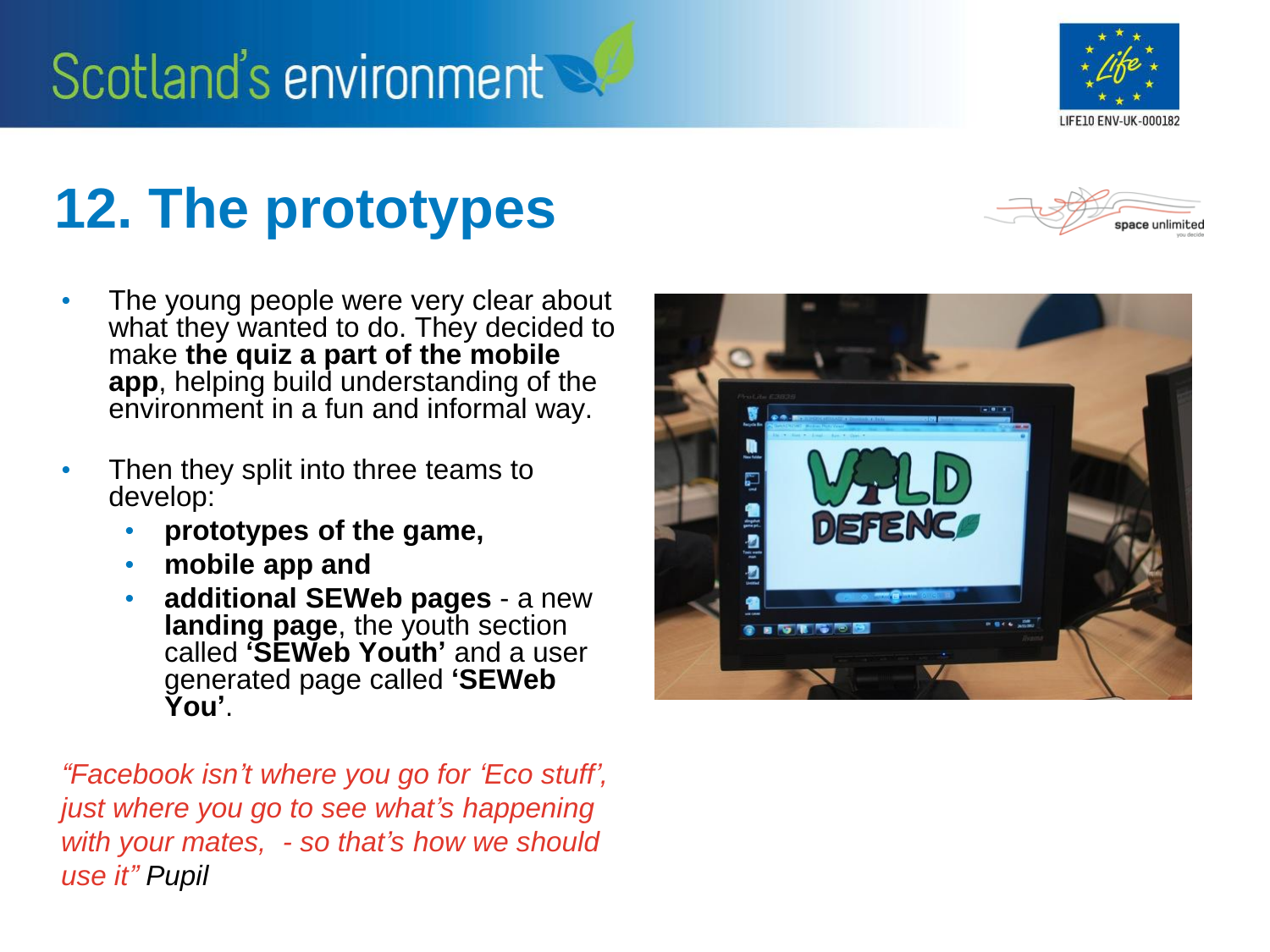# 12. The prototypes

- The young people were very clear about what they wanted to do. They decided to make **the quiz a part of the mobile app**, helping build understanding of the environment in a fun and informal way.
- Then they split into three teams to develop:
  - **prototypes of the game,**
  - **mobile app and**
  - **additional SEWeb pages** - a new **landing page**, the youth section called **'SEWeb Youth'** and a user generated page called **'SEWeb You'**.

*"Facebook isn't where you go for 'Eco stuff', just where you go to see what's happening with your mates, - so that's how we should use it"* Pupil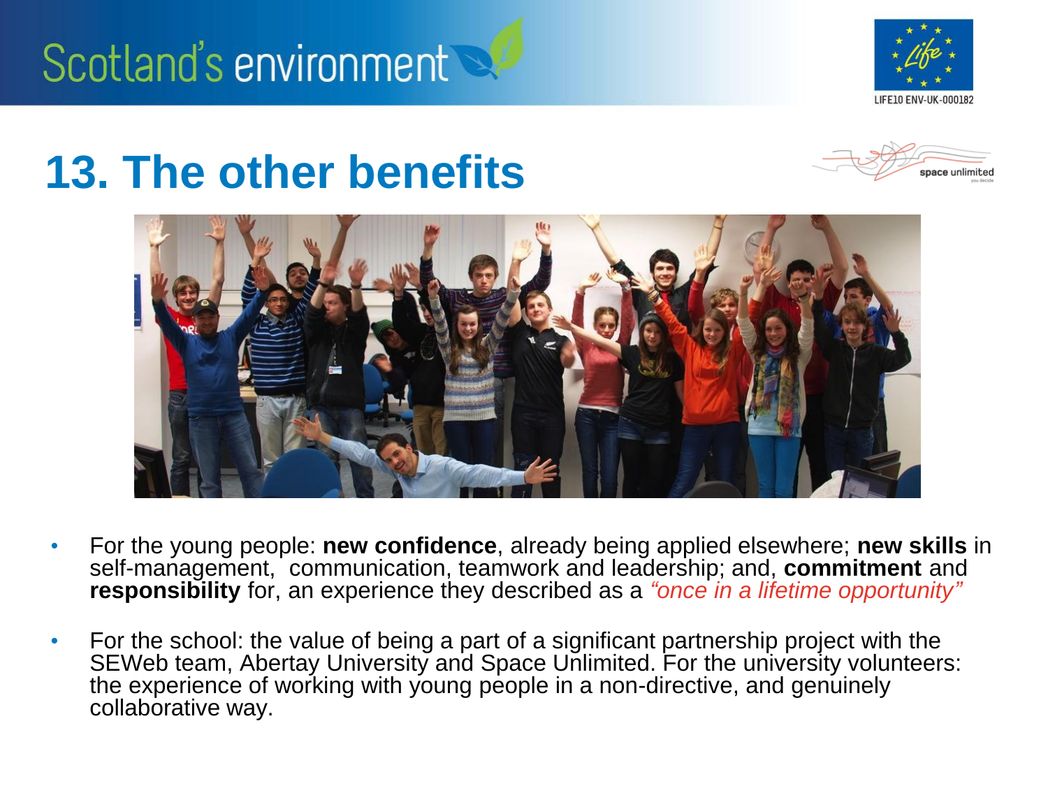# 13. The other benefits

- For the young people: **new confidence**, already being applied elsewhere; **new skills** in self-management, communication, teamwork and leadership; and, **commitment** and **responsibility** for, an experience they described as a *"once in a lifetime opportunity"*
- For the school: the value of being a part of a significant partnership project with the SEWeb team, Abertay University and Space Unlimited. For the university volunteers: the experience of working with young people in a non-directive, and genuinely collaborative way.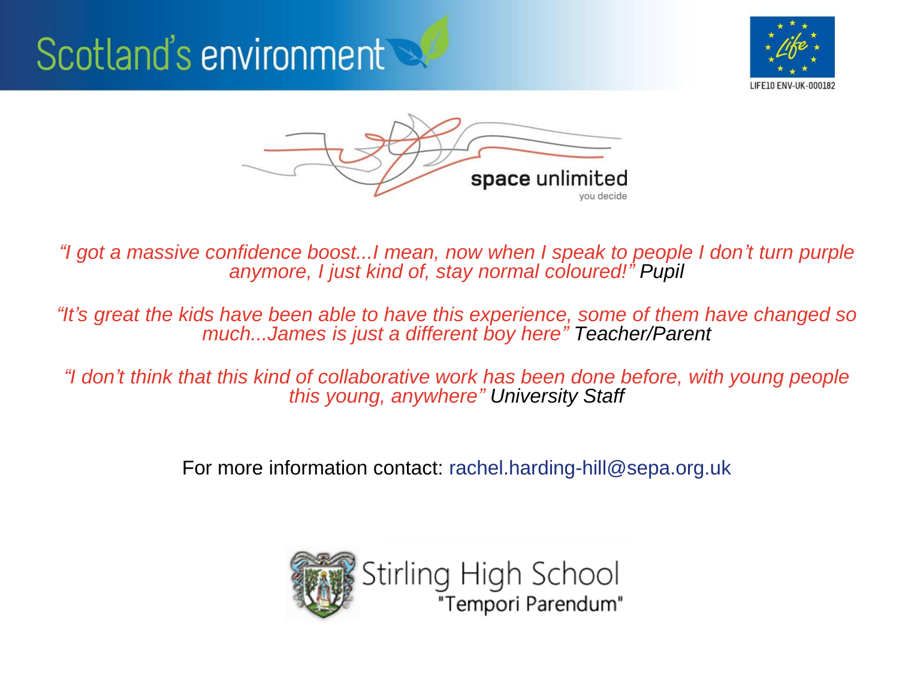Scotland's environment

LIFE10 ENV-UK-000182

space unlimited
you decide

*"I got a massive confidence boost...I mean, now when I speak to people I don't turn purple anymore, I just kind of, stay normal coloured!" Pupil*

*"It's great the kids have been able to have this experience, some of them have changed so much...James is just a different boy here" Teacher/Parent*

*"I don't think that this kind of collaborative work has been done before, with young people this young, anywhere" University Staff*

For more information contact: rachel.harding-hill@sepa.org.uk

Stirling High School
"Tempori Parendum"